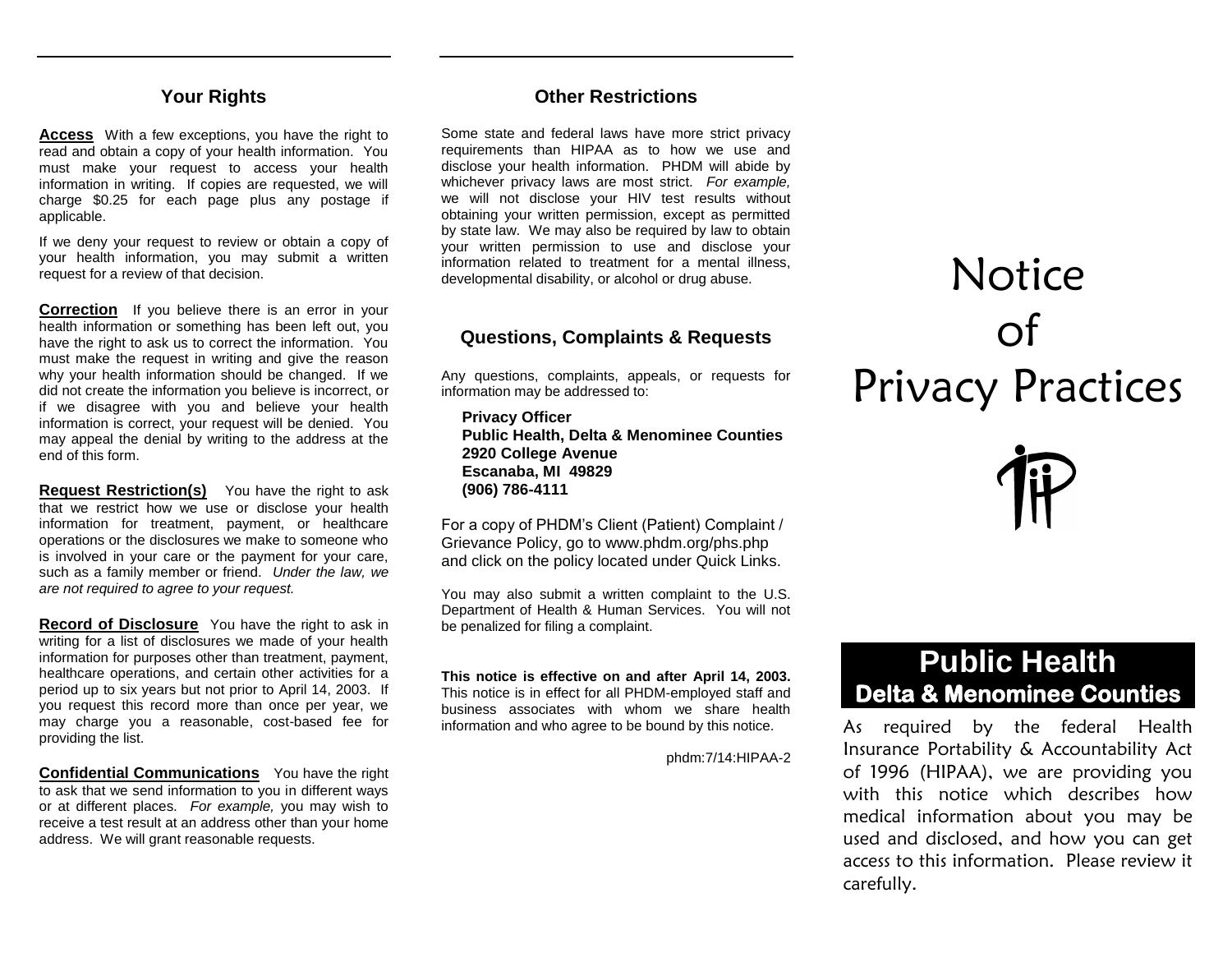## Your Rights

**Access** With a few exceptions, you have the right to read and obtain a copy of your health information. You must make your request to access your health information in writing. If copies are requested, we will charge $0.25 for each page plus any postage if applicable.

If we deny your request to review or obtain a copy of your health information, you may submit a written request for a review of that decision.

**Correction** If you believe there is an error in your health information or something has been left out, you have the right to ask us to correct the information. You must make the request in writing and give the reason why your health information should be changed. If we did not create the information you believe is incorrect, or if we disagree with you and believe your health information is correct, your request will be denied. You may appeal the denial by writing to the address at the end of this form.

**Request Restriction(s)** You have the right to ask that we restrict how we use or disclose your health information for treatment, payment, or healthcare operations or the disclosures we make to someone who is involved in your care or the payment for your care, such as a family member or friend. *Under the law, we are not required to agree to your request.*

**Record of Disclosure** You have the right to ask in writing for a list of disclosures we made of your health information for purposes other than treatment, payment, healthcare operations, and certain other activities for a period up to six years but not prior to April 14, 2003. If you request this record more than once per year, we may charge you a reasonable, cost-based fee for providing the list.

**Confidential Communications** You have the right to ask that we send information to you in different ways or at different places. *For example,* you may wish to receive a test result at an address other than your home address. We will grant reasonable requests.

## Other Restrictions

Some state and federal laws have more strict privacy requirements than HIPAA as to how we use and disclose your health information. PHDM will abide by whichever privacy laws are most strict. *For example,* we will not disclose your HIV test results without obtaining your written permission, except as permitted by state law. We may also be required by law to obtain your written permission to use and disclose your information related to treatment for a mental illness, developmental disability, or alcohol or drug abuse.

## Questions, Complaints & Requests

Any questions, complaints, appeals, or requests for information may be addressed to:

**Privacy Officer**
**Public Health, Delta & Menominee Counties**
**2920 College Avenue**
**Escanaba, MI 49829**
**(906) 786-4111**

For a copy of PHDM's Client (Patient) Complaint / Grievance Policy, go to www.phdm.org/phs.php and click on the policy located under Quick Links.

You may also submit a written complaint to the U.S. Department of Health & Human Services. You will not be penalized for filing a complaint.

**This notice is effective on and after April 14, 2003.** This notice is in effect for all PHDM-employed staff and business associates with whom we share health information and who agree to be bound by this notice.

phdm:7/14:HIPAA-2

# Notice of Privacy Practices

## Public Health
### Delta & Menominee Counties

As required by the federal Health Insurance Portability & Accountability Act of 1996 (HIPAA), we are providing you with this notice which describes how medical information about you may be used and disclosed, and how you can get access to this information. Please review it carefully.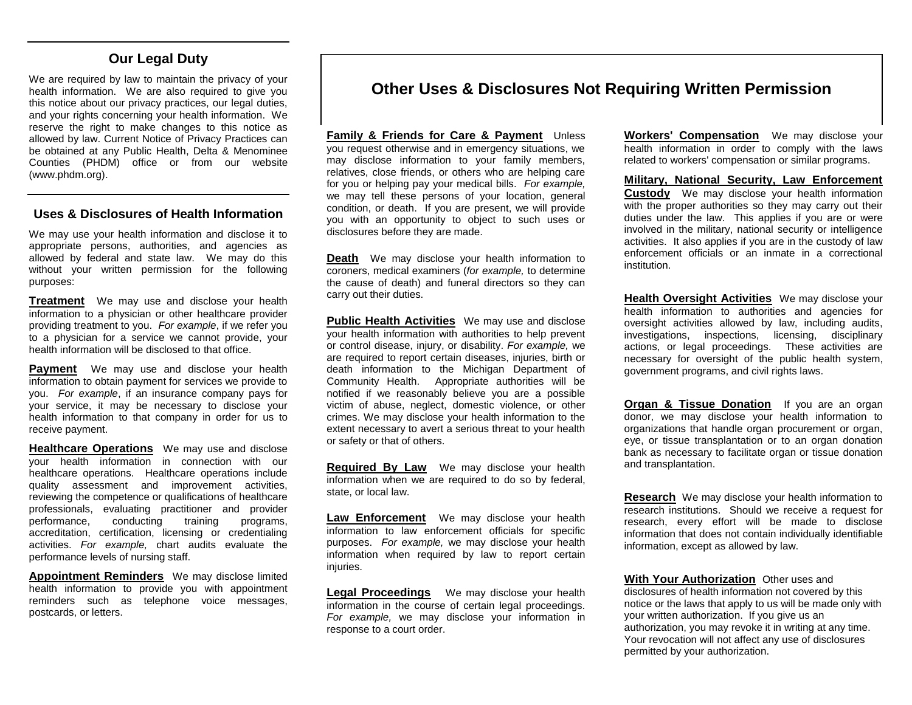## Our Legal Duty

We are required by law to maintain the privacy of your health information. We are also required to give you this notice about our privacy practices, our legal duties, and your rights concerning your health information. We reserve the right to make changes to this notice as allowed by law. Current Notice of Privacy Practices can be obtained at any Public Health, Delta & Menominee Counties (PHDM) office or from our website (www.phdm.org).

## Uses & Disclosures of Health Information

We may use your health information and disclose it to appropriate persons, authorities, and agencies as allowed by federal and state law. We may do this without your written permission for the following purposes:

**Treatment** We may use and disclose your health information to a physician or other healthcare provider providing treatment to you. *For example*, if we refer you to a physician for a service we cannot provide, your health information will be disclosed to that office.

**Payment** We may use and disclose your health information to obtain payment for services we provide to you. *For example*, if an insurance company pays for your service, it may be necessary to disclose your health information to that company in order for us to receive payment.

**Healthcare Operations** We may use and disclose your health information in connection with our healthcare operations. Healthcare operations include quality assessment and improvement activities, reviewing the competence or qualifications of healthcare professionals, evaluating practitioner and provider performance, conducting training programs, accreditation, certification, licensing or credentialing activities. *For example,* chart audits evaluate the performance levels of nursing staff.

**Appointment Reminders** We may disclose limited health information to provide you with appointment reminders such as telephone voice messages, postcards, or letters.

## Other Uses & Disclosures Not Requiring Written Permission

**Family & Friends for Care & Payment** Unless you request otherwise and in emergency situations, we may disclose information to your family members, relatives, close friends, or others who are helping care for you or helping pay your medical bills. *For example,* we may tell these persons of your location, general condition, or death. If you are present, we will provide you with an opportunity to object to such uses or disclosures before they are made.

**Death** We may disclose your health information to coroners, medical examiners (*for example,* to determine the cause of death) and funeral directors so they can carry out their duties.

**Public Health Activities** We may use and disclose your health information with authorities to help prevent or control disease, injury, or disability. *For example,* we are required to report certain diseases, injuries, birth or death information to the Michigan Department of Community Health. Appropriate authorities will be notified if we reasonably believe you are a possible victim of abuse, neglect, domestic violence, or other crimes. We may disclose your health information to the extent necessary to avert a serious threat to your health or safety or that of others.

**Required By Law** We may disclose your health information when we are required to do so by federal, state, or local law.

**Law Enforcement** We may disclose your health information to law enforcement officials for specific purposes. *For example,* we may disclose your health information when required by law to report certain injuries.

**Legal Proceedings** We may disclose your health information in the course of certain legal proceedings. *For example,* we may disclose your information in response to a court order.

**Workers' Compensation** We may disclose your health information in order to comply with the laws related to workers' compensation or similar programs.

**Military, National Security, Law Enforcement Custody** We may disclose your health information with the proper authorities so they may carry out their duties under the law. This applies if you are or were involved in the military, national security or intelligence activities. It also applies if you are in the custody of law enforcement officials or an inmate in a correctional institution.

**Health Oversight Activities** We may disclose your health information to authorities and agencies for oversight activities allowed by law, including audits, investigations, inspections, licensing, disciplinary actions, or legal proceedings. These activities are necessary for oversight of the public health system, government programs, and civil rights laws.

**Organ & Tissue Donation** If you are an organ donor, we may disclose your health information to organizations that handle organ procurement or organ, eye, or tissue transplantation or to an organ donation bank as necessary to facilitate organ or tissue donation and transplantation.

**Research** We may disclose your health information to research institutions. Should we receive a request for research, every effort will be made to disclose information that does not contain individually identifiable information, except as allowed by law.

**With Your Authorization** Other uses and disclosures of health information not covered by this notice or the laws that apply to us will be made only with your written authorization. If you give us an authorization, you may revoke it in writing at any time. Your revocation will not affect any use of disclosures permitted by your authorization.